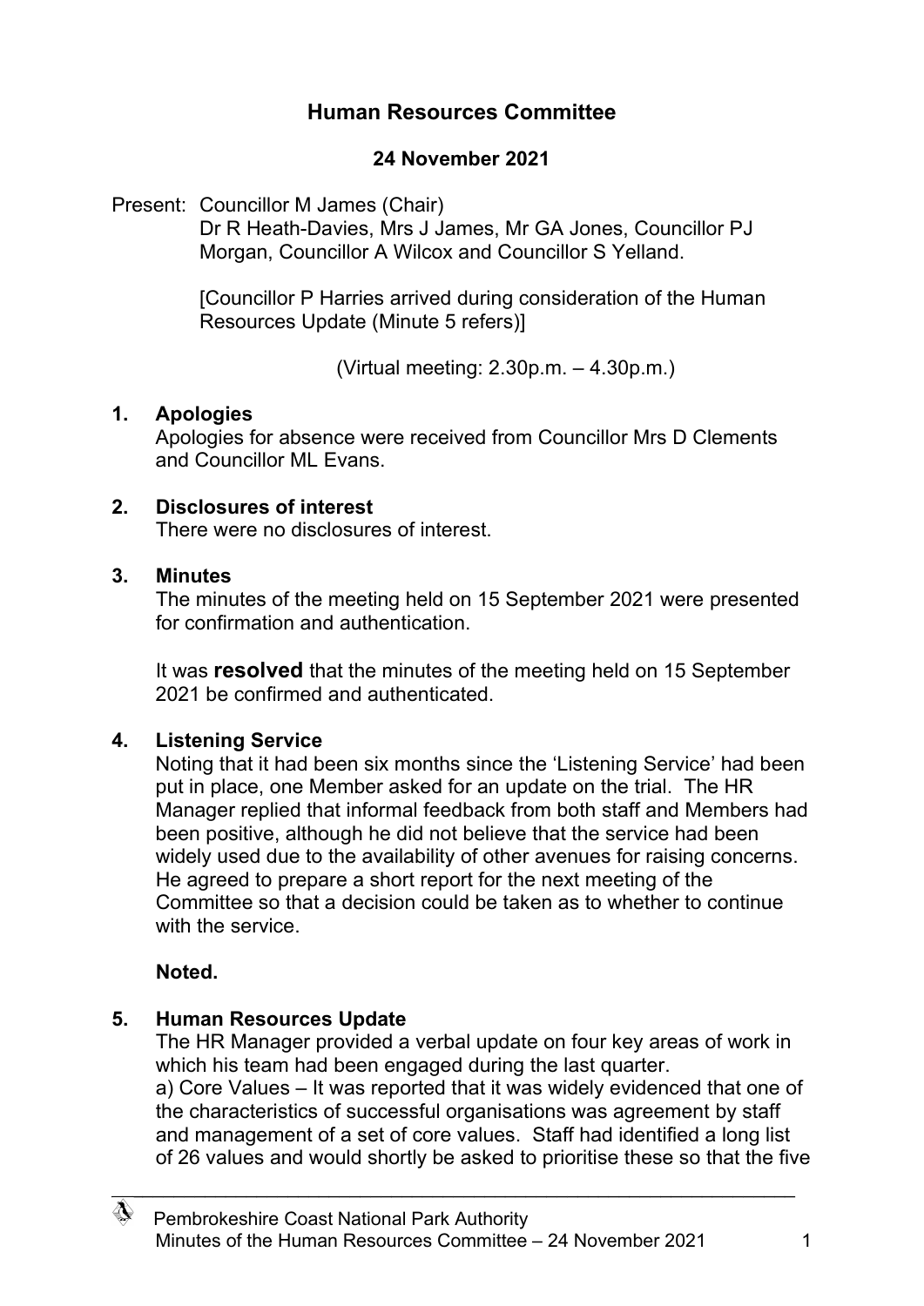# Human Resources Committee

## 24 November 2021

Present: Councillor M James (Chair)
Dr R Heath-Davies, Mrs J James, Mr GA Jones, Councillor PJ Morgan, Councillor A Wilcox and Councillor S Yelland.

[Councillor P Harries arrived during consideration of the Human Resources Update (Minute 5 refers)]

(Virtual meeting: 2.30p.m. – 4.30p.m.)

### 1. Apologies

Apologies for absence were received from Councillor Mrs D Clements and Councillor ML Evans.

### 2. Disclosures of interest

There were no disclosures of interest.

### 3. Minutes

The minutes of the meeting held on 15 September 2021 were presented for confirmation and authentication.

It was **resolved** that the minutes of the meeting held on 15 September 2021 be confirmed and authenticated.

### 4. Listening Service

Noting that it had been six months since the 'Listening Service' had been put in place, one Member asked for an update on the trial. The HR Manager replied that informal feedback from both staff and Members had been positive, although he did not believe that the service had been widely used due to the availability of other avenues for raising concerns. He agreed to prepare a short report for the next meeting of the Committee so that a decision could be taken as to whether to continue with the service.

**Noted.**

### 5. Human Resources Update

The HR Manager provided a verbal update on four key areas of work in which his team had been engaged during the last quarter.

a) Core Values – It was reported that it was widely evidenced that one of the characteristics of successful organisations was agreement by staff and management of a set of core values. Staff had identified a long list of 26 values and would shortly be asked to prioritise these so that the five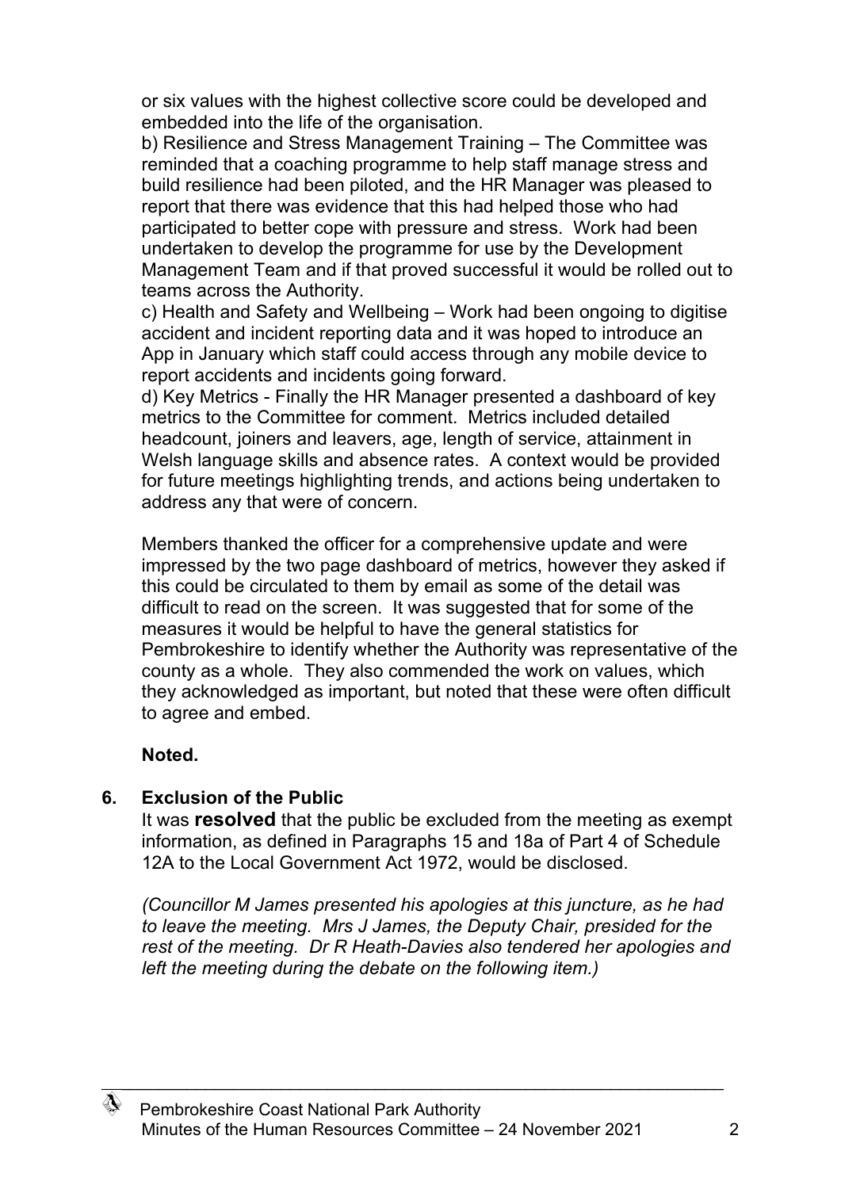or six values with the highest collective score could be developed and embedded into the life of the organisation.

b) Resilience and Stress Management Training – The Committee was reminded that a coaching programme to help staff manage stress and build resilience had been piloted, and the HR Manager was pleased to report that there was evidence that this had helped those who had participated to better cope with pressure and stress. Work had been undertaken to develop the programme for use by the Development Management Team and if that proved successful it would be rolled out to teams across the Authority.

c) Health and Safety and Wellbeing – Work had been ongoing to digitise accident and incident reporting data and it was hoped to introduce an App in January which staff could access through any mobile device to report accidents and incidents going forward.

d) Key Metrics - Finally the HR Manager presented a dashboard of key metrics to the Committee for comment. Metrics included detailed headcount, joiners and leavers, age, length of service, attainment in Welsh language skills and absence rates. A context would be provided for future meetings highlighting trends, and actions being undertaken to address any that were of concern.

Members thanked the officer for a comprehensive update and were impressed by the two page dashboard of metrics, however they asked if this could be circulated to them by email as some of the detail was difficult to read on the screen. It was suggested that for some of the measures it would be helpful to have the general statistics for Pembrokeshire to identify whether the Authority was representative of the county as a whole. They also commended the work on values, which they acknowledged as important, but noted that these were often difficult to agree and embed.

**Noted.**

## 6. Exclusion of the Public

It was **resolved** that the public be excluded from the meeting as exempt information, as defined in Paragraphs 15 and 18a of Part 4 of Schedule 12A to the Local Government Act 1972, would be disclosed.

*(Councillor M James presented his apologies at this juncture, as he had to leave the meeting. Mrs J James, the Deputy Chair, presided for the rest of the meeting. Dr R Heath-Davies also tendered her apologies and left the meeting during the debate on the following item.)*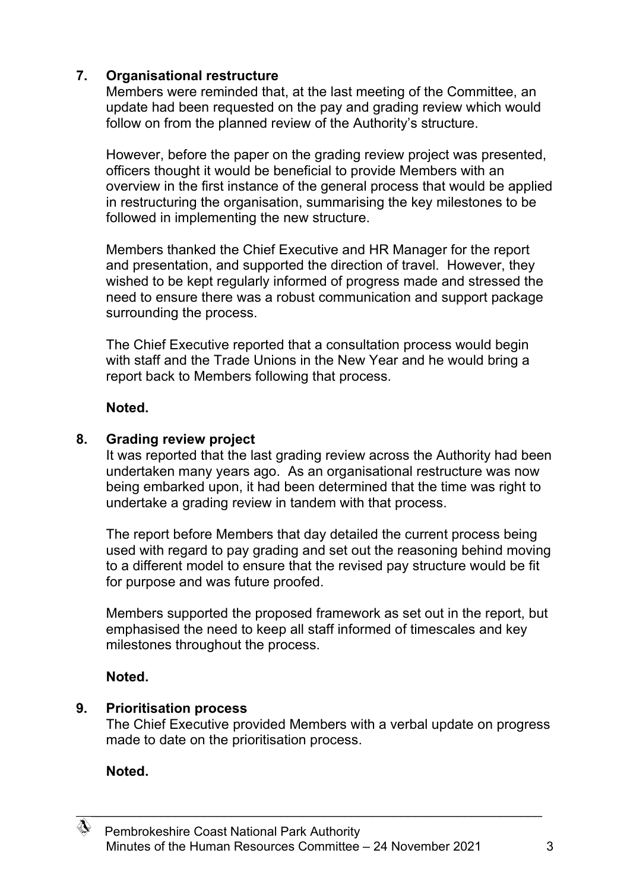## 7. Organisational restructure

Members were reminded that, at the last meeting of the Committee, an update had been requested on the pay and grading review which would follow on from the planned review of the Authority's structure.

However, before the paper on the grading review project was presented, officers thought it would be beneficial to provide Members with an overview in the first instance of the general process that would be applied in restructuring the organisation, summarising the key milestones to be followed in implementing the new structure.

Members thanked the Chief Executive and HR Manager for the report and presentation, and supported the direction of travel. However, they wished to be kept regularly informed of progress made and stressed the need to ensure there was a robust communication and support package surrounding the process.

The Chief Executive reported that a consultation process would begin with staff and the Trade Unions in the New Year and he would bring a report back to Members following that process.

**Noted.**

## 8. Grading review project

It was reported that the last grading review across the Authority had been undertaken many years ago. As an organisational restructure was now being embarked upon, it had been determined that the time was right to undertake a grading review in tandem with that process.

The report before Members that day detailed the current process being used with regard to pay grading and set out the reasoning behind moving to a different model to ensure that the revised pay structure would be fit for purpose and was future proofed.

Members supported the proposed framework as set out in the report, but emphasised the need to keep all staff informed of timescales and key milestones throughout the process.

**Noted.**

## 9. Prioritisation process

The Chief Executive provided Members with a verbal update on progress made to date on the prioritisation process.

**Noted.**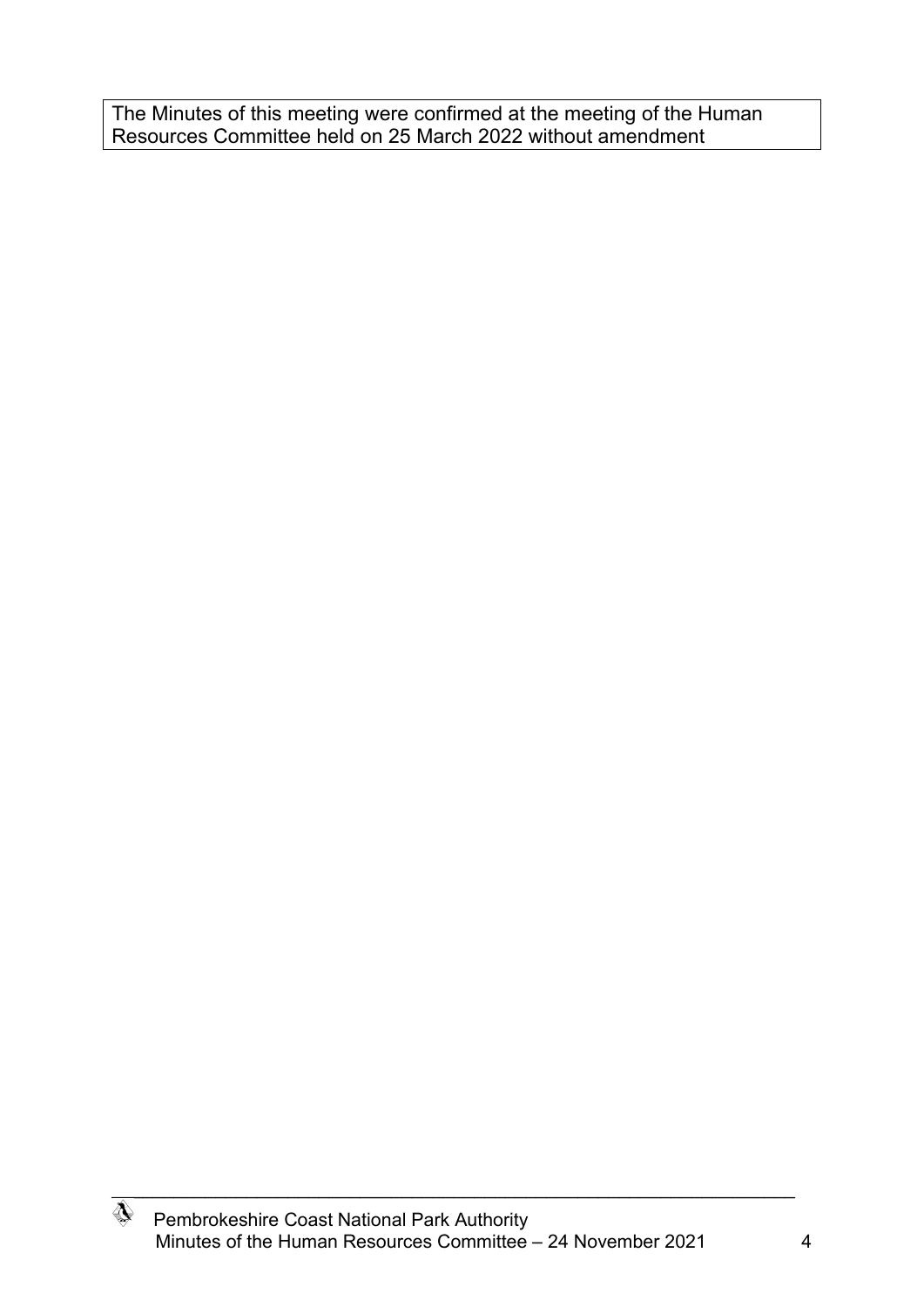The Minutes of this meeting were confirmed at the meeting of the Human Resources Committee held on 25 March 2022 without amendment